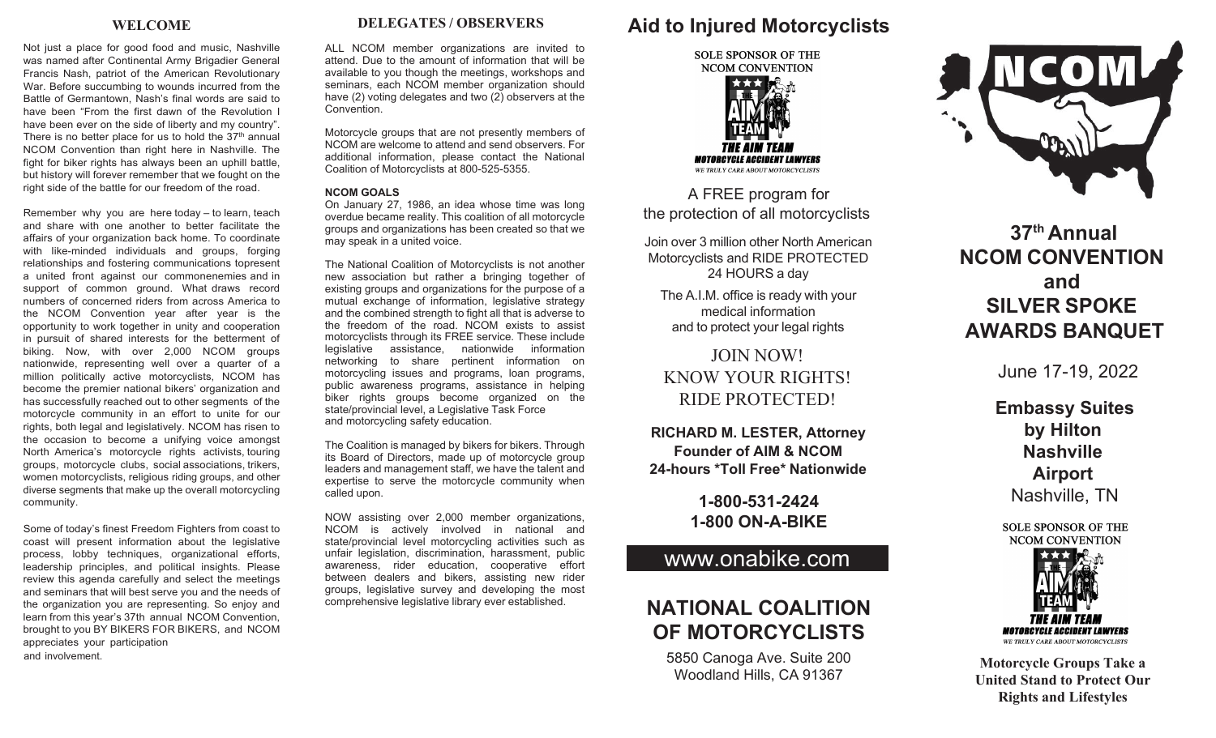## WELCOME

Not just a place for good food and music, Nashville was named after Continental Army Brigadier General Francis Nash, patriot of the American Revolutionary War. Before succumbing to wounds incurred from the Battle of Germantown, Nash's final words are said to have been "From the first dawn of the Revolution I have been ever on the side of liberty and my country". There is no better place for us to hold the 37th annual NCOM Convention than right here in Nashville. The fight for biker rights has always been an uphill battle, but history will forever remember that we fought on the right side of the battle for our freedom of the road.

Remember why you are here today – to learn, teach and share with one another to better facilitate the affairs of your organization back home. To coordinate with like-minded individuals and groups, forging relationships and fostering communications topresent a united front against our commonenemies and in support of common ground. What draws record numbers of concerned riders from across America to the NCOM Convention year after year is the opportunity to work together in unity and cooperation in pursuit of shared interests for the betterment of biking. Now, with over 2,000 NCOM groups nationwide, representing well over a quarter of a million politically active motorcyclists, NCOM has become the premier national bikers' organization and has successfully reached out to other segments of the motorcycle community in an effort to unite for our rights, both legal and legislatively. NCOM has risen to the occasion to become a unifying voice amongst North America's motorcycle rights activists, touring groups, motorcycle clubs, social associations, trikers, women motorcyclists, religious riding groups, and other diverse segments that make up the overall motorcycling community.

Some of today's finest Freedom Fighters from coast to coast will present information about the legislative process, lobby techniques, organizational efforts, leadership principles, and political insights. Please review this agenda carefully and select the meetings and seminars that will best serve you and the needs of the organization you are representing. So enjoy and learn from this year's 37th annual NCOM Convention, brought to you BY BIKERS FOR BIKERS, and NCOM appreciates your participation and involvement.

## DELEGATES / OBSERVERS

ALL NCOM member organizations are invited to attend. Due to the amount of information that will be available to you though the meetings, workshops and seminars, each NCOM member organization should have (2) voting delegates and two (2) observers at the Convention.

Motorcycle groups that are not presently members of NCOM are welcome to attend and send observers. For additional information, please contact the National Coalition of Motorcyclists at 800-525-5355.

**NCOM GOALS**

On January 27, 1986, an idea whose time was long overdue became reality. This coalition of all motorcycle groups and organizations has been created so that we may speak in a united voice.

The National Coalition of Motorcyclists is not another new association but rather a bringing together of existing groups and organizations for the purpose of a mutual exchange of information, legislative strategy and the combined strength to fight all that is adverse to the freedom of the road. NCOM exists to assist motorcyclists through its FREE service. These include legislative assistance, nationwide information networking to share pertinent information on motorcycling issues and programs, loan programs, public awareness programs, assistance in helping biker rights groups become organized on the state/provincial level, a Legislative Task Force and motorcycling safety education.

The Coalition is managed by bikers for bikers. Through its Board of Directors, made up of motorcycle group leaders and management staff, we have the talent and expertise to serve the motorcycle community when called upon.

NOW assisting over 2,000 member organizations, NCOM is actively involved in national and state/provincial level motorcycling activities such as unfair legislation, discrimination, harassment, public awareness, rider education, cooperative effort between dealers and bikers, assisting new rider groups, legislative survey and developing the most comprehensive legislative library ever established.

## Aid to Injured Motorcyclists

SOLE SPONSOR OF THE NCOM CONVENTION

THE AIM TEAM
MOTORCYCLE ACCIDENT LAWYERS
WE TRULY CARE ABOUT MOTORCYCLISTS

A FREE program for the protection of all motorcyclists

Join over 3 million other North American Motorcyclists and RIDE PROTECTED 24 HOURS a day

The A.I.M. office is ready with your medical information and to protect your legal rights

JOIN NOW!
KNOW YOUR RIGHTS!
RIDE PROTECTED!

**RICHARD M. LESTER, Attorney**
**Founder of AIM & NCOM**
**24-hours \*Toll Free\* Nationwide**

**1-800-531-2424**
**1-800 ON-A-BIKE**

www.onabike.com

## NATIONAL COALITION OF MOTORCYCLISTS

5850 Canoga Ave. Suite 200
Woodland Hills, CA 91367

NCOM

# 37th Annual NCOM CONVENTION and SILVER SPOKE AWARDS BANQUET

June 17-19, 2022

**Embassy Suites by Hilton Nashville Airport**
Nashville, TN

SOLE SPONSOR OF THE NCOM CONVENTION

THE AIM TEAM
MOTORCYCLE ACCIDENT LAWYERS
WE TRULY CARE ABOUT MOTORCYCLISTS

**Motorcycle Groups Take a United Stand to Protect Our Rights and Lifestyles**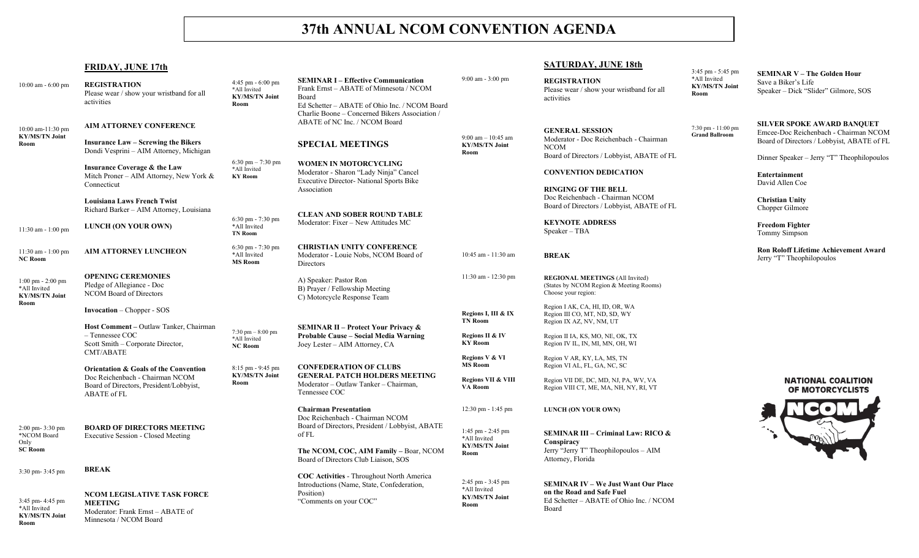# 37th ANNUAL NCOM CONVENTION AGENDA

## FRIDAY, JUNE 17th

10:00 am - 6:00 pm
**REGISTRATION**
Please wear / show your wristband for all activities

10:00 am-11:30 pm
**KY/MS/TN Joint Room**
**AIM ATTORNEY CONFERENCE**

**Insurance Law – Screwing the Bikers**
Dondi Vesprini – AIM Attorney, Michigan

**Insurance Coverage & the Law**
Mitch Proner – AIM Attorney, New York & Connecticut

**Louisiana Laws French Twist**
Richard Barker – AIM Attorney, Louisiana

11:30 am - 1:00 pm
**LUNCH (ON YOUR OWN)**

11:30 am - 1:00 pm
**NC Room**
**AIM ATTORNEY LUNCHEON**

1:00 pm - 2:00 pm
*All Invited
**KY/MS/TN Joint Room**
**OPENING CEREMONIES**
Pledge of Allegiance - Doc
NCOM Board of Directors

**Invocation** – Chopper - SOS

**Host Comment** – Outlaw Tanker, Chairman – Tennessee COC
Scott Smith – Corporate Director, CMT/ABATE

**Orientation & Goals of the Convention**
Doc Reichenbach - Chairman NCOM
Board of Directors, President/Lobbyist, ABATE of FL

2:00 pm- 3:30 pm
*NCOM Board Only
**SC Room**
**BOARD OF DIRECTORS MEETING**
Executive Session - Closed Meeting

3:30 pm- 3:45 pm
**BREAK**

3:45 pm- 4:45 pm
*All Invited
**KY/MS/TN Joint Room**
**NCOM LEGISLATIVE TASK FORCE MEETING**
Moderator: Frank Ernst – ABATE of Minnesota / NCOM Board

4:45 pm - 6:00 pm
*All Invited
**KY/MS/TN Joint Room**
**SEMINAR I – Effective Communication**
Frank Ernst – ABATE of Minnesota / NCOM Board
Ed Schetter – ABATE of Ohio Inc. / NCOM Board
Charlie Boone – Concerned Bikers Association / ABATE of NC Inc. / NCOM Board

**SPECIAL MEETINGS**

6:30 pm – 7:30 pm
*All Invited
**KY Room**
**WOMEN IN MOTORCYCLING**
Moderator - Sharon "Lady Ninja" Cancel
Executive Director- National Sports Bike Association

6:30 pm - 7:30 pm
*All Invited
**TN Room**
**CLEAN AND SOBER ROUND TABLE**
Moderator: Fixer – New Attitudes MC

6:30 pm - 7:30 pm
*All Invited
**MS Room**
**CHRISTIAN UNITY CONFERENCE**
Moderator - Louie Nobs, NCOM Board of Directors

A) Speaker: Pastor Ron
B) Prayer / Fellowship Meeting
C) Motorcycle Response Team

7:30 pm – 8:00 pm
*All Invited
**NC Room**
**SEMINAR II – Protect Your Privacy & Probable Cause – Social Media Warning**
Joey Lester – AIM Attorney, CA

8:15 pm - 9:45 pm
**KY/MS/TN Joint Room**
**CONFEDERATION OF CLUBS GENERAL PATCH HOLDERS MEETING**
Moderator – Outlaw Tanker – Chairman, Tennessee COC

**Chairman Presentation**
Doc Reichenbach - Chairman NCOM
Board of Directors, President / Lobbyist, ABATE of FL

**The NCOM, COC, AIM Family –** Boar, NCOM Board of Directors Club Liaison, SOS

**COC Activities** - Throughout North America
Introductions (Name, State, Confederation, Position)
"Comments on your COC"

## SATURDAY, JUNE 18th

9:00 am - 3:00 pm
**REGISTRATION**
Please wear / show your wristband for all activities

9:00 am – 10:45 am
**KY/MS/TN Joint Room**
**GENERAL SESSION**
Moderator - Doc Reichenbach - Chairman NCOM
Board of Directors / Lobbyist, ABATE of FL

**CONVENTION DEDICATION**

**RINGING OF THE BELL**
Doc Reichenbach - Chairman NCOM
Board of Directors / Lobbyist, ABATE of FL

**KEYNOTE ADDRESS**
Speaker – TBA

10:45 am - 11:30 am
**BREAK**

11:30 am - 12:30 pm
**REGIONAL MEETINGS** (All Invited)
(States by NCOM Region & Meeting Rooms)
Choose your region:

| | |
|---|---|
| **Regions I, III & IX** **TN Room** | Region I AK, CA, HI, ID, OR, WA<br>Region III CO, MT, ND, SD, WY<br>Region IX AZ, NV, NM, UT |
| **Regions II & IV** **KY Room** | Region II IA, KS, MO, NE, OK, TX<br>Region IV IL, IN, MI, MN, OH, WI |
| **Regions V & VI** **MS Room** | Region V AR, KY, LA, MS, TN<br>Region VI AL, FL, GA, NC, SC |
| **Regions VII & VIII** **VA Room** | Region VII DE, DC, MD, NJ, PA, WV, VA<br>Region VIII CT, ME, MA, NH, NY, RI, VT |

12:30 pm - 1:45 pm
**LUNCH (ON YOUR OWN)**

1:45 pm - 2:45 pm
*All Invited
**KY/MS/TN Joint Room**
**SEMINAR III – Criminal Law: RICO & Conspiracy**
Jerry "Jerry T" Theophilopoulos – AIM Attorney, Florida

2:45 pm - 3:45 pm
*All Invited
**KY/MS/TN Joint Room**
**SEMINAR IV – We Just Want Our Place on the Road and Safe Fuel**
Ed Schetter – ABATE of Ohio Inc. / NCOM Board

3:45 pm - 5:45 pm
*All Invited
**KY/MS/TN Joint Room**
**SEMINAR V – The Golden Hour**
Save a Biker's Life
Speaker – Dick "Slider" Gilmore, SOS

7:30 pm - 11:00 pm
**Grand Ballroom**
**SILVER SPOKE AWARD BANQUET**
Emcee-Doc Reichenbach - Chairman NCOM Board of Directors / Lobbyist, ABATE of FL

Dinner Speaker – Jerry "T" Theophilopoulos

**Entertainment**
David Allen Coe

**Christian Unity**
Chopper Gilmore

**Freedom Fighter**
Tommy Simpson

**Ron Roloff Lifetime Achievement Award**
Jerry "T" Theophilopoulos

NATIONAL COALITION OF MOTORCYCLISTS
NCOM